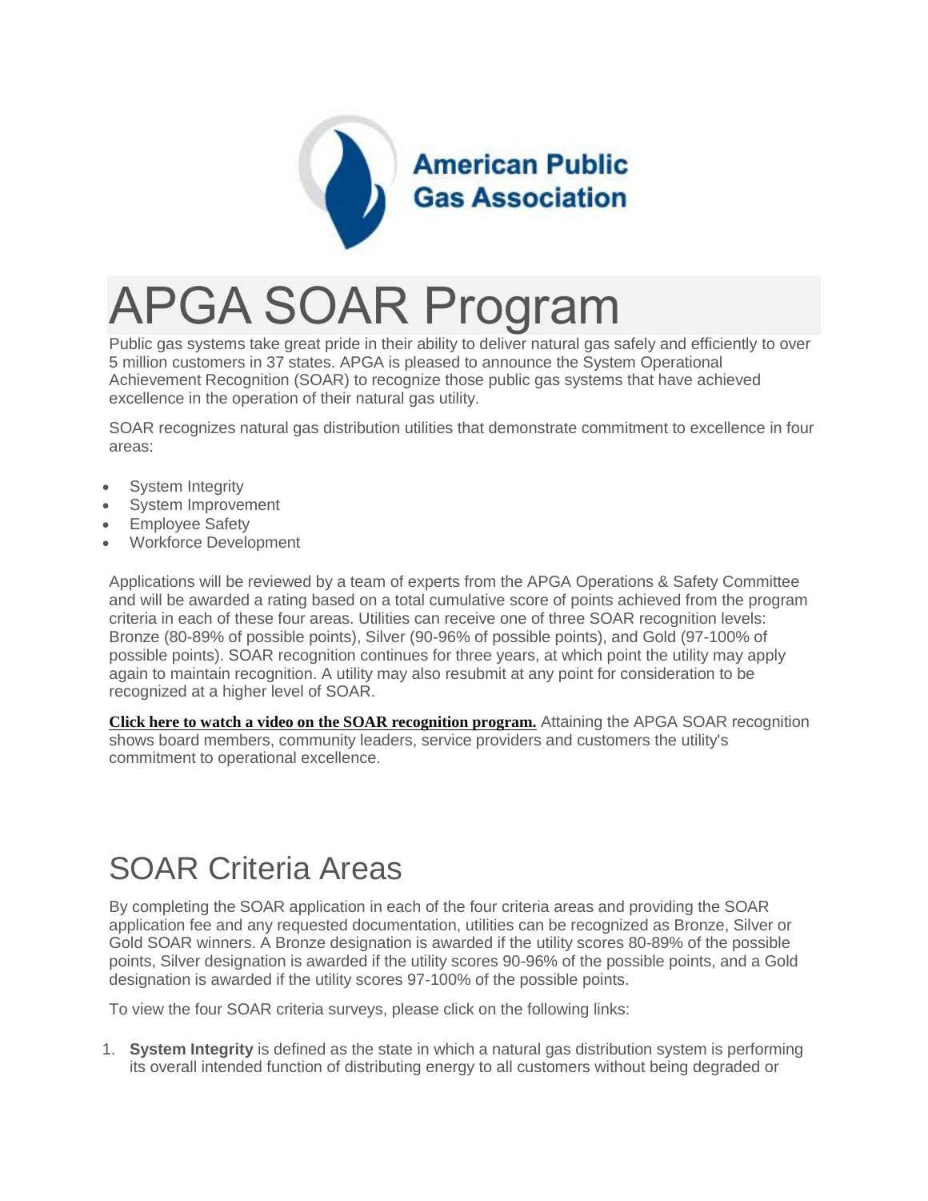American Public Gas Association

# APGA SOAR Program

Public gas systems take great pride in their ability to deliver natural gas safely and efficiently to over 5 million customers in 37 states. APGA is pleased to announce the System Operational Achievement Recognition (SOAR) to recognize those public gas systems that have achieved excellence in the operation of their natural gas utility.

SOAR recognizes natural gas distribution utilities that demonstrate commitment to excellence in four areas:

- System Integrity
- System Improvement
- Employee Safety
- Workforce Development

Applications will be reviewed by a team of experts from the APGA Operations & Safety Committee and will be awarded a rating based on a total cumulative score of points achieved from the program criteria in each of these four areas. Utilities can receive one of three SOAR recognition levels: Bronze (80-89% of possible points), Silver (90-96% of possible points), and Gold (97-100% of possible points). SOAR recognition continues for three years, at which point the utility may apply again to maintain recognition. A utility may also resubmit at any point for consideration to be recognized at a higher level of SOAR.

**Click here to watch a video on the SOAR recognition program.** Attaining the APGA SOAR recognition shows board members, community leaders, service providers and customers the utility's commitment to operational excellence.

## SOAR Criteria Areas

By completing the SOAR application in each of the four criteria areas and providing the SOAR application fee and any requested documentation, utilities can be recognized as Bronze, Silver or Gold SOAR winners. A Bronze designation is awarded if the utility scores 80-89% of the possible points, Silver designation is awarded if the utility scores 90-96% of the possible points, and a Gold designation is awarded if the utility scores 97-100% of the possible points.

To view the four SOAR criteria surveys, please click on the following links:

1. **System Integrity** is defined as the state in which a natural gas distribution system is performing its overall intended function of distributing energy to all customers without being degraded or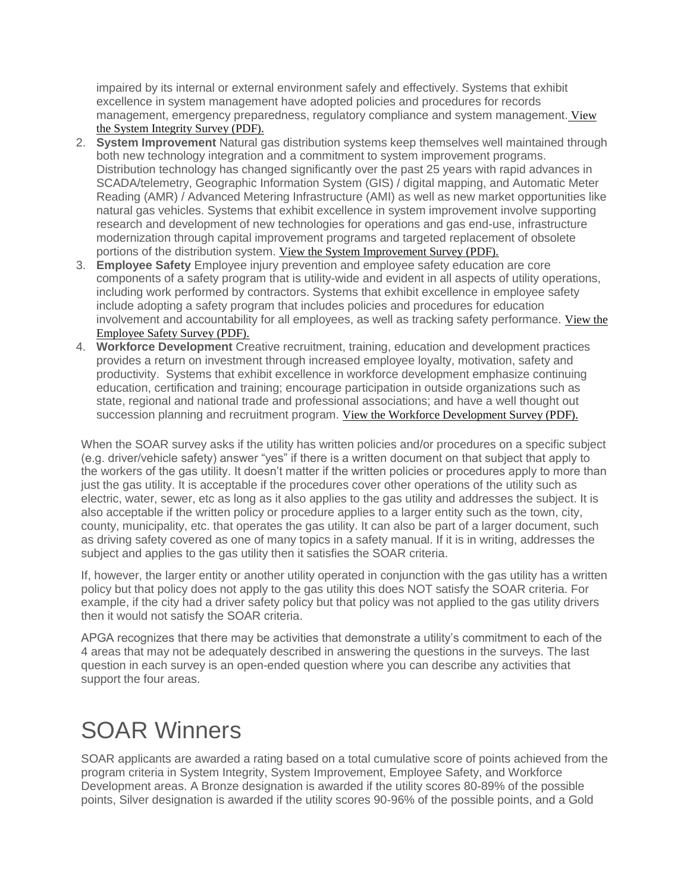impaired by its internal or external environment safely and effectively. Systems that exhibit excellence in system management have adopted policies and procedures for records management, emergency preparedness, regulatory compliance and system management. View the System Integrity Survey (PDF).

2. **System Improvement** Natural gas distribution systems keep themselves well maintained through both new technology integration and a commitment to system improvement programs. Distribution technology has changed significantly over the past 25 years with rapid advances in SCADA/telemetry, Geographic Information System (GIS) / digital mapping, and Automatic Meter Reading (AMR) / Advanced Metering Infrastructure (AMI) as well as new market opportunities like natural gas vehicles. Systems that exhibit excellence in system improvement involve supporting research and development of new technologies for operations and gas end-use, infrastructure modernization through capital improvement programs and targeted replacement of obsolete portions of the distribution system. View the System Improvement Survey (PDF).
3. **Employee Safety** Employee injury prevention and employee safety education are core components of a safety program that is utility-wide and evident in all aspects of utility operations, including work performed by contractors. Systems that exhibit excellence in employee safety include adopting a safety program that includes policies and procedures for education involvement and accountability for all employees, as well as tracking safety performance. View the Employee Safety Survey (PDF).
4. **Workforce Development** Creative recruitment, training, education and development practices provides a return on investment through increased employee loyalty, motivation, safety and productivity. Systems that exhibit excellence in workforce development emphasize continuing education, certification and training; encourage participation in outside organizations such as state, regional and national trade and professional associations; and have a well thought out succession planning and recruitment program. View the Workforce Development Survey (PDF).

When the SOAR survey asks if the utility has written policies and/or procedures on a specific subject (e.g. driver/vehicle safety) answer "yes" if there is a written document on that subject that apply to the workers of the gas utility. It doesn't matter if the written policies or procedures apply to more than just the gas utility. It is acceptable if the procedures cover other operations of the utility such as electric, water, sewer, etc as long as it also applies to the gas utility and addresses the subject. It is also acceptable if the written policy or procedure applies to a larger entity such as the town, city, county, municipality, etc. that operates the gas utility. It can also be part of a larger document, such as driving safety covered as one of many topics in a safety manual. If it is in writing, addresses the subject and applies to the gas utility then it satisfies the SOAR criteria.

If, however, the larger entity or another utility operated in conjunction with the gas utility has a written policy but that policy does not apply to the gas utility this does NOT satisfy the SOAR criteria. For example, if the city had a driver safety policy but that policy was not applied to the gas utility drivers then it would not satisfy the SOAR criteria.

APGA recognizes that there may be activities that demonstrate a utility's commitment to each of the 4 areas that may not be adequately described in answering the questions in the surveys. The last question in each survey is an open-ended question where you can describe any activities that support the four areas.

# SOAR Winners

SOAR applicants are awarded a rating based on a total cumulative score of points achieved from the program criteria in System Integrity, System Improvement, Employee Safety, and Workforce Development areas. A Bronze designation is awarded if the utility scores 80-89% of the possible points, Silver designation is awarded if the utility scores 90-96% of the possible points, and a Gold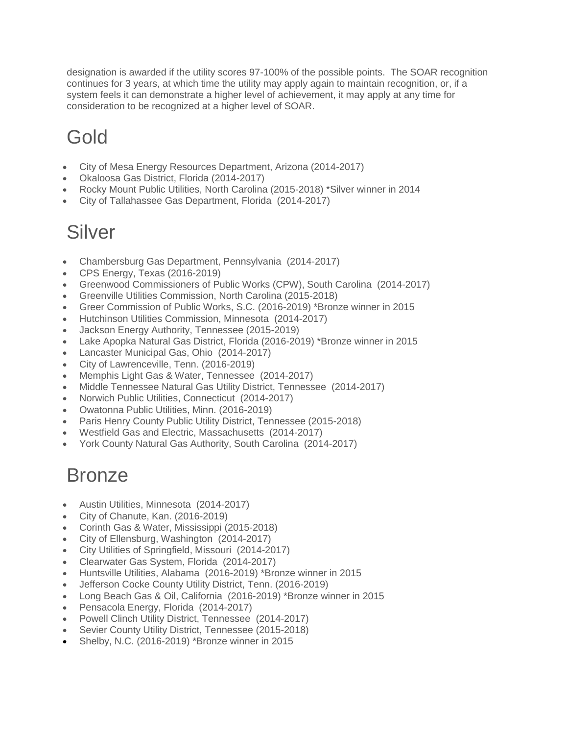designation is awarded if the utility scores 97-100% of the possible points. The SOAR recognition continues for 3 years, at which time the utility may apply again to maintain recognition, or, if a system feels it can demonstrate a higher level of achievement, it may apply at any time for consideration to be recognized at a higher level of SOAR.

# Gold

- City of Mesa Energy Resources Department, Arizona (2014-2017)
- Okaloosa Gas District, Florida (2014-2017)
- Rocky Mount Public Utilities, North Carolina (2015-2018) *Silver winner in 2014
- City of Tallahassee Gas Department, Florida (2014-2017)

# Silver

- Chambersburg Gas Department, Pennsylvania (2014-2017)
- CPS Energy, Texas (2016-2019)
- Greenwood Commissioners of Public Works (CPW), South Carolina (2014-2017)
- Greenville Utilities Commission, North Carolina (2015-2018)
- Greer Commission of Public Works, S.C. (2016-2019) *Bronze winner in 2015
- Hutchinson Utilities Commission, Minnesota (2014-2017)
- Jackson Energy Authority, Tennessee (2015-2019)
- Lake Apopka Natural Gas District, Florida (2016-2019) *Bronze winner in 2015
- Lancaster Municipal Gas, Ohio (2014-2017)
- City of Lawrenceville, Tenn. (2016-2019)
- Memphis Light Gas & Water, Tennessee (2014-2017)
- Middle Tennessee Natural Gas Utility District, Tennessee (2014-2017)
- Norwich Public Utilities, Connecticut (2014-2017)
- Owatonna Public Utilities, Minn. (2016-2019)
- Paris Henry County Public Utility District, Tennessee (2015-2018)
- Westfield Gas and Electric, Massachusetts (2014-2017)
- York County Natural Gas Authority, South Carolina (2014-2017)

# Bronze

- Austin Utilities, Minnesota (2014-2017)
- City of Chanute, Kan. (2016-2019)
- Corinth Gas & Water, Mississippi (2015-2018)
- City of Ellensburg, Washington (2014-2017)
- City Utilities of Springfield, Missouri (2014-2017)
- Clearwater Gas System, Florida (2014-2017)
- Huntsville Utilities, Alabama (2016-2019) *Bronze winner in 2015
- Jefferson Cocke County Utility District, Tenn. (2016-2019)
- Long Beach Gas & Oil, California (2016-2019) *Bronze winner in 2015
- Pensacola Energy, Florida (2014-2017)
- Powell Clinch Utility District, Tennessee (2014-2017)
- Sevier County Utility District, Tennessee (2015-2018)
- Shelby, N.C. (2016-2019) *Bronze winner in 2015